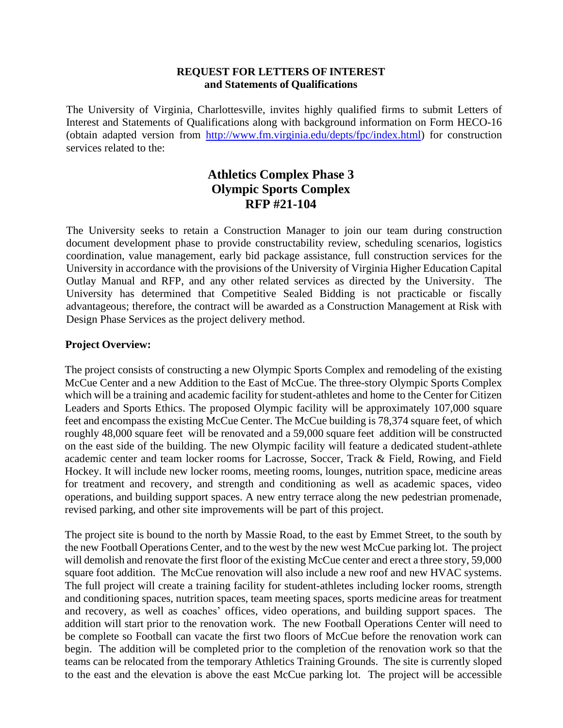**REQUEST FOR LETTERS OF INTEREST**
**and Statements of Qualifications**

The University of Virginia, Charlottesville, invites highly qualified firms to submit Letters of Interest and Statements of Qualifications along with background information on Form HECO-16 (obtain adapted version from http://www.fm.virginia.edu/depts/fpc/index.html) for construction services related to the:

# Athletics Complex Phase 3
# Olympic Sports Complex
# RFP #21-104

The University seeks to retain a Construction Manager to join our team during construction document development phase to provide constructability review, scheduling scenarios, logistics coordination, value management, early bid package assistance, full construction services for the University in accordance with the provisions of the University of Virginia Higher Education Capital Outlay Manual and RFP, and any other related services as directed by the University. The University has determined that Competitive Sealed Bidding is not practicable or fiscally advantageous; therefore, the contract will be awarded as a Construction Management at Risk with Design Phase Services as the project delivery method.

**Project Overview:**

The project consists of constructing a new Olympic Sports Complex and remodeling of the existing McCue Center and a new Addition to the East of McCue. The three-story Olympic Sports Complex which will be a training and academic facility for student-athletes and home to the Center for Citizen Leaders and Sports Ethics. The proposed Olympic facility will be approximately 107,000 square feet and encompass the existing McCue Center. The McCue building is 78,374 square feet, of which roughly 48,000 square feet will be renovated and a 59,000 square feet addition will be constructed on the east side of the building. The new Olympic facility will feature a dedicated student-athlete academic center and team locker rooms for Lacrosse, Soccer, Track & Field, Rowing, and Field Hockey. It will include new locker rooms, meeting rooms, lounges, nutrition space, medicine areas for treatment and recovery, and strength and conditioning as well as academic spaces, video operations, and building support spaces. A new entry terrace along the new pedestrian promenade, revised parking, and other site improvements will be part of this project.

The project site is bound to the north by Massie Road, to the east by Emmet Street, to the south by the new Football Operations Center, and to the west by the new west McCue parking lot. The project will demolish and renovate the first floor of the existing McCue center and erect a three story, 59,000 square foot addition. The McCue renovation will also include a new roof and new HVAC systems. The full project will create a training facility for student-athletes including locker rooms, strength and conditioning spaces, nutrition spaces, team meeting spaces, sports medicine areas for treatment and recovery, as well as coaches' offices, video operations, and building support spaces. The addition will start prior to the renovation work. The new Football Operations Center will need to be complete so Football can vacate the first two floors of McCue before the renovation work can begin. The addition will be completed prior to the completion of the renovation work so that the teams can be relocated from the temporary Athletics Training Grounds. The site is currently sloped to the east and the elevation is above the east McCue parking lot. The project will be accessible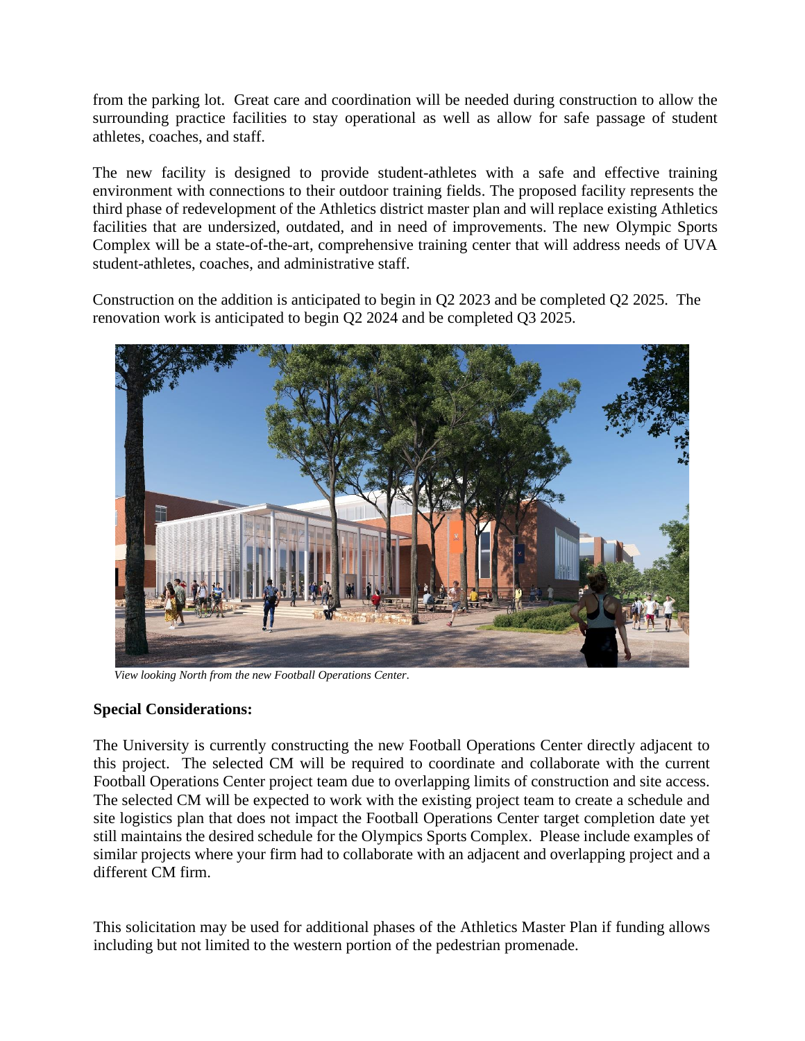from the parking lot. Great care and coordination will be needed during construction to allow the surrounding practice facilities to stay operational as well as allow for safe passage of student athletes, coaches, and staff.

The new facility is designed to provide student-athletes with a safe and effective training environment with connections to their outdoor training fields. The proposed facility represents the third phase of redevelopment of the Athletics district master plan and will replace existing Athletics facilities that are undersized, outdated, and in need of improvements. The new Olympic Sports Complex will be a state-of-the-art, comprehensive training center that will address needs of UVA student-athletes, coaches, and administrative staff.

Construction on the addition is anticipated to begin in Q2 2023 and be completed Q2 2025. The renovation work is anticipated to begin Q2 2024 and be completed Q3 2025.

*View looking North from the new Football Operations Center.*

**Special Considerations:**

The University is currently constructing the new Football Operations Center directly adjacent to this project. The selected CM will be required to coordinate and collaborate with the current Football Operations Center project team due to overlapping limits of construction and site access. The selected CM will be expected to work with the existing project team to create a schedule and site logistics plan that does not impact the Football Operations Center target completion date yet still maintains the desired schedule for the Olympics Sports Complex. Please include examples of similar projects where your firm had to collaborate with an adjacent and overlapping project and a different CM firm.

This solicitation may be used for additional phases of the Athletics Master Plan if funding allows including but not limited to the western portion of the pedestrian promenade.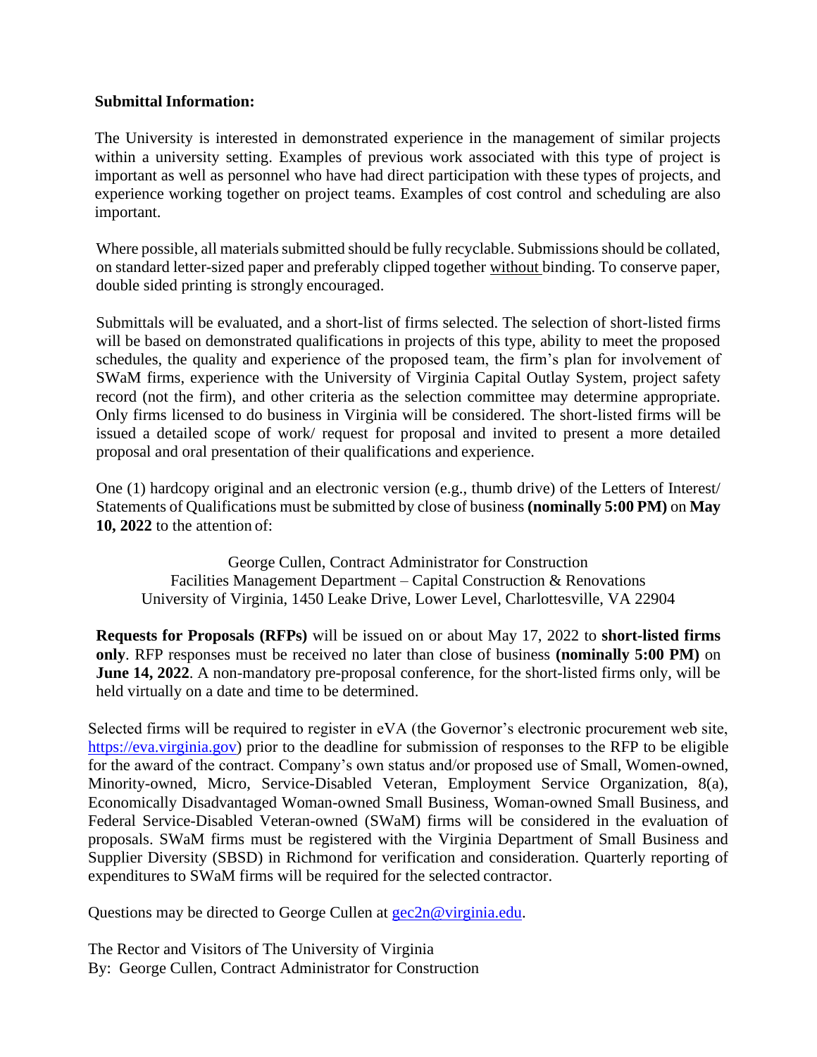**Submittal Information:**

The University is interested in demonstrated experience in the management of similar projects within a university setting. Examples of previous work associated with this type of project is important as well as personnel who have had direct participation with these types of projects, and experience working together on project teams. Examples of cost control and scheduling are also important.

Where possible, all materials submitted should be fully recyclable. Submissions should be collated, on standard letter-sized paper and preferably clipped together without binding. To conserve paper, double sided printing is strongly encouraged.

Submittals will be evaluated, and a short-list of firms selected. The selection of short-listed firms will be based on demonstrated qualifications in projects of this type, ability to meet the proposed schedules, the quality and experience of the proposed team, the firm's plan for involvement of SWaM firms, experience with the University of Virginia Capital Outlay System, project safety record (not the firm), and other criteria as the selection committee may determine appropriate. Only firms licensed to do business in Virginia will be considered. The short-listed firms will be issued a detailed scope of work/ request for proposal and invited to present a more detailed proposal and oral presentation of their qualifications and experience.

One (1) hardcopy original and an electronic version (e.g., thumb drive) of the Letters of Interest/ Statements of Qualifications must be submitted by close of business **(nominally 5:00 PM)** on **May 10, 2022** to the attention of:

George Cullen, Contract Administrator for Construction
Facilities Management Department – Capital Construction & Renovations
University of Virginia, 1450 Leake Drive, Lower Level, Charlottesville, VA 22904

**Requests for Proposals (RFPs)** will be issued on or about May 17, 2022 to **short-listed firms only**. RFP responses must be received no later than close of business **(nominally 5:00 PM)** on **June 14, 2022**. A non-mandatory pre-proposal conference, for the short-listed firms only, will be held virtually on a date and time to be determined.

Selected firms will be required to register in eVA (the Governor's electronic procurement web site, https://eva.virginia.gov) prior to the deadline for submission of responses to the RFP to be eligible for the award of the contract. Company's own status and/or proposed use of Small, Women-owned, Minority-owned, Micro, Service-Disabled Veteran, Employment Service Organization, 8(a), Economically Disadvantaged Woman-owned Small Business, Woman-owned Small Business, and Federal Service-Disabled Veteran-owned (SWaM) firms will be considered in the evaluation of proposals. SWaM firms must be registered with the Virginia Department of Small Business and Supplier Diversity (SBSD) in Richmond for verification and consideration. Quarterly reporting of expenditures to SWaM firms will be required for the selected contractor.

Questions may be directed to George Cullen at gec2n@virginia.edu.

The Rector and Visitors of The University of Virginia
By: George Cullen, Contract Administrator for Construction